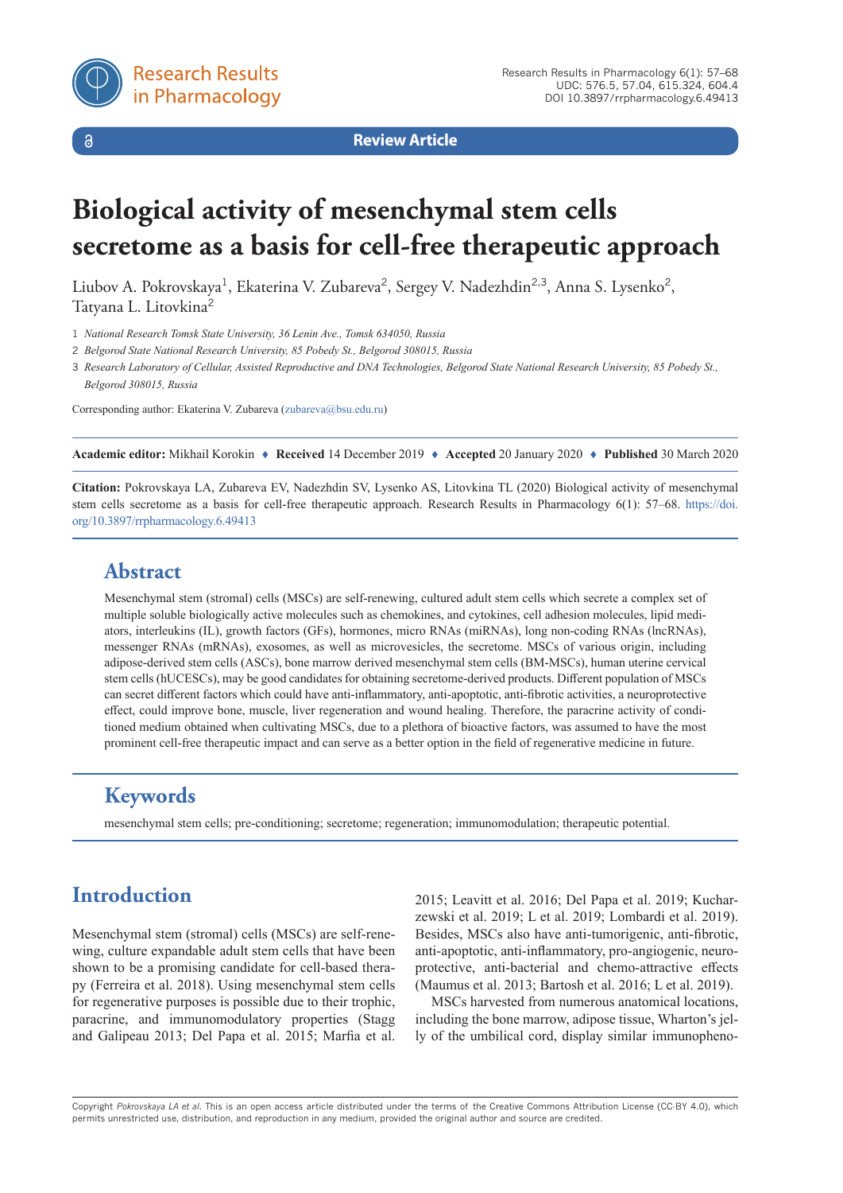Review Article

# Biological activity of mesenchymal stem cells secretome as a basis for cell-free therapeutic approach

Liubov A. Pokrovskaya[1], Ekaterina V. Zubareva[2], Sergey V. Nadezhdin[2,3], Anna S. Lysenko[2], Tatyana L. Litovkina[2]

1 *National Research Tomsk State University, 36 Lenin Ave., Tomsk 634050, Russia*

2 *Belgorod State National Research University, 85 Pobedy St., Belgorod 308015, Russia*

3 *Research Laboratory of Cellular, Assisted Reproductive and DNA Technologies, Belgorod State National Research University, 85 Pobedy St., Belgorod 308015, Russia*

Corresponding author: Ekaterina V. Zubareva (zubareva@bsu.edu.ru)

**Academic editor:** Mikhail Korokin ♦ **Received** 14 December 2019 ♦ **Accepted** 20 January 2020 ♦ **Published** 30 March 2020

**Citation:** Pokrovskaya LA, Zubareva EV, Nadezhdin SV, Lysenko AS, Litovkina TL (2020) Biological activity of mesenchymal stem cells secretome as a basis for cell-free therapeutic approach. Research Results in Pharmacology 6(1): 57–68. https://doi.org/10.3897/rrpharmacology.6.49413

## Abstract

Mesenchymal stem (stromal) cells (MSCs) are self-renewing, cultured adult stem cells which secrete a complex set of multiple soluble biologically active molecules such as chemokines, and cytokines, cell adhesion molecules, lipid mediators, interleukins (IL), growth factors (GFs), hormones, micro RNAs (miRNAs), long non-coding RNAs (lncRNAs), messenger RNAs (mRNAs), exosomes, as well as microvesicles, the secretome. MSCs of various origin, including adipose-derived stem cells (ASCs), bone marrow derived mesenchymal stem cells (BM-MSCs), human uterine cervical stem cells (hUCESCs), may be good candidates for obtaining secretome-derived products. Different population of MSCs can secret different factors which could have anti-inflammatory, anti-apoptotic, anti-fibrotic activities, a neuroprotective effect, could improve bone, muscle, liver regeneration and wound healing. Therefore, the paracrine activity of conditioned medium obtained when cultivating MSCs, due to a plethora of bioactive factors, was assumed to have the most prominent cell-free therapeutic impact and can serve as a better option in the field of regenerative medicine in future.

## Keywords

mesenchymal stem cells; pre-conditioning; secretome; regeneration; immunomodulation; therapeutic potential.

## Introduction

Mesenchymal stem (stromal) cells (MSCs) are self-renewing, culture expandable adult stem cells that have been shown to be a promising candidate for cell-based therapy (Ferreira et al. 2018). Using mesenchymal stem cells for regenerative purposes is possible due to their trophic, paracrine, and immunomodulatory properties (Stagg and Galipeau 2013; Del Papa et al. 2015; Marfia et al. 2015; Leavitt et al. 2016; Del Papa et al. 2019; Kucharzewski et al. 2019; L et al. 2019; Lombardi et al. 2019). Besides, MSCs also have anti-tumorigenic, anti-fibrotic, anti-apoptotic, anti-inflammatory, pro-angiogenic, neuroprotective, anti-bacterial and chemo-attractive effects (Maumus et al. 2013; Bartosh et al. 2016; L et al. 2019).

MSCs harvested from numerous anatomical locations, including the bone marrow, adipose tissue, Wharton's jelly of the umbilical cord, display similar immunopheno-

Copyright *Pokrovskaya LA et al.* This is an open access article distributed under the terms of the Creative Commons Attribution License (CC-BY 4.0), which permits unrestricted use, distribution, and reproduction in any medium, provided the original author and source are credited.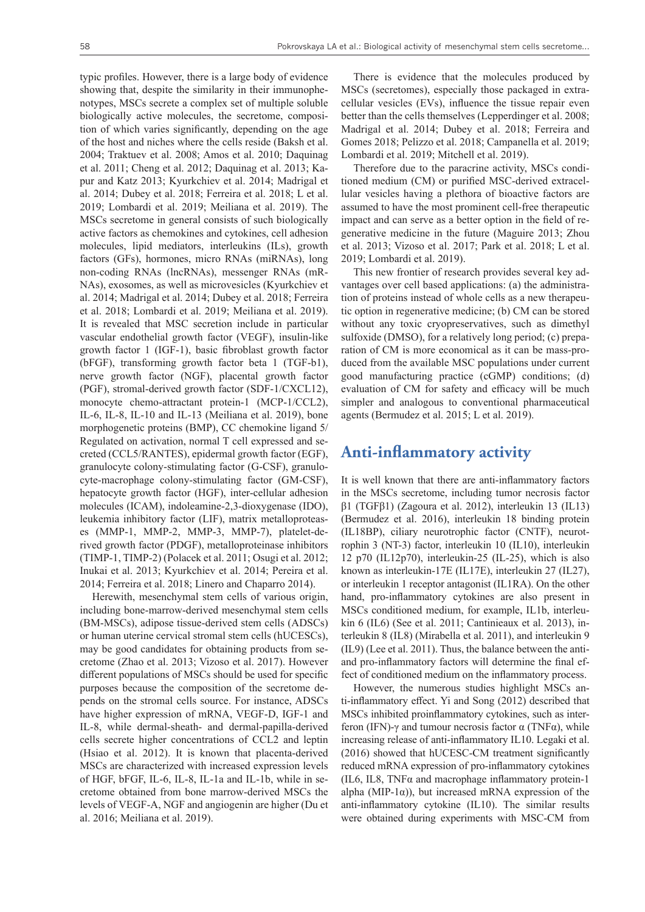typic profiles. However, there is a large body of evidence showing that, despite the similarity in their immunophenotypes, MSCs secrete a complex set of multiple soluble biologically active molecules, the secretome, composition of which varies significantly, depending on the age of the host and niches where the cells reside (Baksh et al. 2004; Traktuev et al. 2008; Amos et al. 2010; Daquinag et al. 2011; Cheng et al. 2012; Daquinag et al. 2013; Kapur and Katz 2013; Kyurkchiev et al. 2014; Madrigal et al. 2014; Dubey et al. 2018; Ferreira et al. 2018; L et al. 2019; Lombardi et al. 2019; Meiliana et al. 2019). The MSCs secretome in general consists of such biologically active factors as chemokines and cytokines, cell adhesion molecules, lipid mediators, interleukins (ILs), growth factors (GFs), hormones, micro RNAs (miRNAs), long non-coding RNAs (lncRNAs), messenger RNAs (mRNAs), exosomes, as well as microvesicles (Kyurkchiev et al. 2014; Madrigal et al. 2014; Dubey et al. 2018; Ferreira et al. 2018; Lombardi et al. 2019; Meiliana et al. 2019). It is revealed that MSC secretion include in particular vascular endothelial growth factor (VEGF), insulin-like growth factor 1 (IGF-1), basic fibroblast growth factor (bFGF), transforming growth factor beta 1 (TGF-b1), nerve growth factor (NGF), placental growth factor (PGF), stromal-derived growth factor (SDF-1/CXCL12), monocyte chemo-attractant protein-1 (MCP-1/CCL2), IL-6, IL-8, IL-10 and IL-13 (Meiliana et al. 2019), bone morphogenetic proteins (BMP), CC chemokine ligand 5/ Regulated on activation, normal T cell expressed and secreted (CCL5/RANTES), epidermal growth factor (EGF), granulocyte colony-stimulating factor (G-CSF), granulocyte-macrophage colony-stimulating factor (GM-CSF), hepatocyte growth factor (HGF), inter-cellular adhesion molecules (ICAM), indoleamine-2,3-dioxygenase (IDO), leukemia inhibitory factor (LIF), matrix metalloproteases (MMP-1, MMP-2, MMP-3, MMP-7), platelet-derived growth factor (PDGF), metalloproteinase inhibitors (TIMP-1, TIMP-2) (Polacek et al. 2011; Osugi et al. 2012; Inukai et al. 2013; Kyurkchiev et al. 2014; Pereira et al. 2014; Ferreira et al. 2018; Linero and Chaparro 2014).

Herewith, mesenchymal stem cells of various origin, including bone-marrow-derived mesenchymal stem cells (BM-MSCs), adipose tissue-derived stem cells (ADSCs) or human uterine cervical stromal stem cells (hUCESCs), may be good candidates for obtaining products from secretome (Zhao et al. 2013; Vizoso et al. 2017). However different populations of MSCs should be used for specific purposes because the composition of the secretome depends on the stromal cells source. For instance, ADSCs have higher expression of mRNA, VEGF-D, IGF-1 and IL-8, while dermal-sheath- and dermal-papilla-derived cells secrete higher concentrations of CCL2 and leptin (Hsiao et al. 2012). It is known that placenta-derived MSCs are characterized with increased expression levels of HGF, bFGF, IL-6, IL-8, IL-1a and IL-1b, while in secretome obtained from bone marrow-derived MSCs the levels of VEGF-A, NGF and angiogenin are higher (Du et al. 2016; Meiliana et al. 2019).

There is evidence that the molecules produced by MSCs (secretomes), especially those packaged in extracellular vesicles (EVs), influence the tissue repair even better than the cells themselves (Lepperdinger et al. 2008; Madrigal et al. 2014; Dubey et al. 2018; Ferreira and Gomes 2018; Pelizzo et al. 2018; Campanella et al. 2019; Lombardi et al. 2019; Mitchell et al. 2019).

Therefore due to the paracrine activity, MSCs conditioned medium (CM) or purified MSC-derived extracellular vesicles having a plethora of bioactive factors are assumed to have the most prominent cell-free therapeutic impact and can serve as a better option in the field of regenerative medicine in the future (Maguire 2013; Zhou et al. 2013; Vizoso et al. 2017; Park et al. 2018; L et al. 2019; Lombardi et al. 2019).

This new frontier of research provides several key advantages over cell based applications: (a) the administration of proteins instead of whole cells as a new therapeutic option in regenerative medicine; (b) CM can be stored without any toxic cryopreservatives, such as dimethyl sulfoxide (DMSO), for a relatively long period; (c) preparation of CM is more economical as it can be mass-produced from the available MSC populations under current good manufacturing practice (cGMP) conditions; (d) evaluation of CM for safety and efficacy will be much simpler and analogous to conventional pharmaceutical agents (Bermudez et al. 2015; L et al. 2019).

## Anti-inflammatory activity

It is well known that there are anti-inflammatory factors in the MSCs secretome, including tumor necrosis factor β1 (TGFβ1) (Zagoura et al. 2012), interleukin 13 (IL13) (Bermudez et al. 2016), interleukin 18 binding protein (IL18BP), ciliary neurotrophic factor (CNTF), neurotrophin 3 (NT-3) factor, interleukin 10 (IL10), interleukin 12 p70 (IL12p70), interleukin-25 (IL-25), which is also known as interleukin-17E (IL17E), interleukin 27 (IL27), or interleukin 1 receptor antagonist (IL1RA). On the other hand, pro-inflammatory cytokines are also present in MSCs conditioned medium, for example, IL1b, interleukin 6 (IL6) (See et al. 2011; Cantinieaux et al. 2013), interleukin 8 (IL8) (Mirabella et al. 2011), and interleukin 9 (IL9) (Lee et al. 2011). Thus, the balance between the anti- and pro-inflammatory factors will determine the final effect of conditioned medium on the inflammatory process.

However, the numerous studies highlight MSCs anti-inflammatory effect. Yi and Song (2012) described that MSCs inhibited proinflammatory cytokines, such as interferon (IFN)-γ and tumour necrosis factor α (TNFα), while increasing release of anti-inflammatory IL10. Legaki et al. (2016) showed that hUCESC-CM treatment significantly reduced mRNA expression of pro-inflammatory cytokines (IL6, IL8, TNFα and macrophage inflammatory protein-1 alpha (MIP-1α)), but increased mRNA expression of the anti-inflammatory cytokine (IL10). The similar results were obtained during experiments with MSC-CM from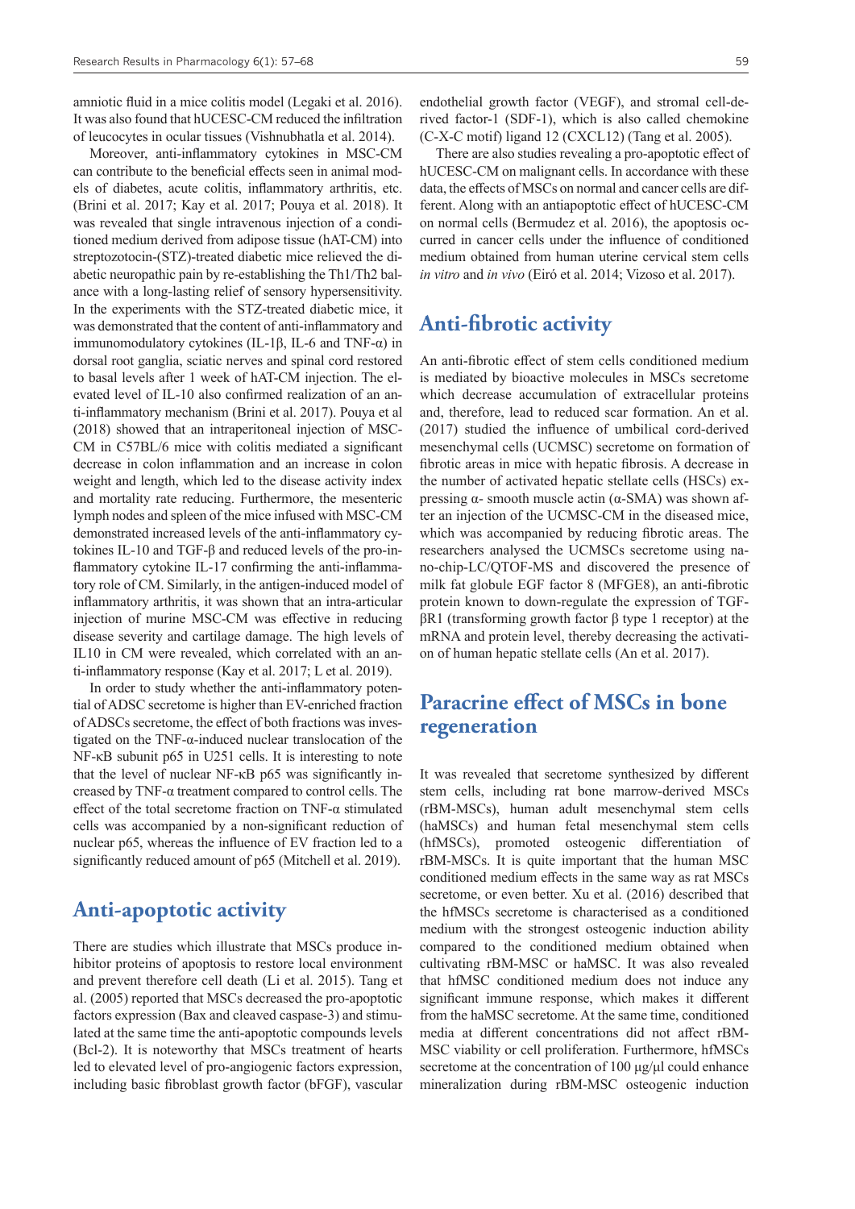amniotic fluid in a mice colitis model (Legaki et al. 2016). It was also found that hUCESC-CM reduced the infiltration of leucocytes in ocular tissues (Vishnubhatla et al. 2014).

Moreover, anti-inflammatory cytokines in MSC-CM can contribute to the beneficial effects seen in animal models of diabetes, acute colitis, inflammatory arthritis, etc. (Brini et al. 2017; Kay et al. 2017; Pouya et al. 2018). It was revealed that single intravenous injection of a conditioned medium derived from adipose tissue (hAT-CM) into streptozotocin-(STZ)-treated diabetic mice relieved the diabetic neuropathic pain by re-establishing the Th1/Th2 balance with a long-lasting relief of sensory hypersensitivity. In the experiments with the STZ-treated diabetic mice, it was demonstrated that the content of anti-inflammatory and immunomodulatory cytokines (IL-1β, IL-6 and TNF-α) in dorsal root ganglia, sciatic nerves and spinal cord restored to basal levels after 1 week of hAT-CM injection. The elevated level of IL-10 also confirmed realization of an anti-inflammatory mechanism (Brini et al. 2017). Pouya et al (2018) showed that an intraperitoneal injection of MSC-CM in C57BL/6 mice with colitis mediated a significant decrease in colon inflammation and an increase in colon weight and length, which led to the disease activity index and mortality rate reducing. Furthermore, the mesenteric lymph nodes and spleen of the mice infused with MSC-CM demonstrated increased levels of the anti-inflammatory cytokines IL-10 and TGF-β and reduced levels of the pro-inflammatory cytokine IL-17 confirming the anti-inflammatory role of CM. Similarly, in the antigen-induced model of inflammatory arthritis, it was shown that an intra-articular injection of murine MSC-CM was effective in reducing disease severity and cartilage damage. The high levels of IL10 in CM were revealed, which correlated with an anti-inflammatory response (Kay et al. 2017; L et al. 2019).

In order to study whether the anti-inflammatory potential of ADSC secretome is higher than EV-enriched fraction of ADSCs secretome, the effect of both fractions was investigated on the TNF-α-induced nuclear translocation of the NF-κB subunit p65 in U251 cells. It is interesting to note that the level of nuclear NF-κB p65 was significantly increased by TNF-α treatment compared to control cells. The effect of the total secretome fraction on TNF-α stimulated cells was accompanied by a non-significant reduction of nuclear p65, whereas the influence of EV fraction led to a significantly reduced amount of p65 (Mitchell et al. 2019).

## Anti-apoptotic activity

There are studies which illustrate that MSCs produce inhibitor proteins of apoptosis to restore local environment and prevent therefore cell death (Li et al. 2015). Tang et al. (2005) reported that MSCs decreased the pro-apoptotic factors expression (Bax and cleaved caspase-3) and stimulated at the same time the anti-apoptotic compounds levels (Bcl-2). It is noteworthy that MSCs treatment of hearts led to elevated level of pro-angiogenic factors expression, including basic fibroblast growth factor (bFGF), vascular endothelial growth factor (VEGF), and stromal cell-derived factor-1 (SDF-1), which is also called chemokine (C-X-C motif) ligand 12 (CXCL12) (Tang et al. 2005).

There are also studies revealing a pro-apoptotic effect of hUCESC-CM on malignant cells. In accordance with these data, the effects of MSCs on normal and cancer cells are different. Along with an antiapoptotic effect of hUCESC-CM on normal cells (Bermudez et al. 2016), the apoptosis occurred in cancer cells under the influence of conditioned medium obtained from human uterine cervical stem cells *in vitro* and *in vivo* (Eiró et al. 2014; Vizoso et al. 2017).

## Anti-fibrotic activity

An anti-fibrotic effect of stem cells conditioned medium is mediated by bioactive molecules in MSCs secretome which decrease accumulation of extracellular proteins and, therefore, lead to reduced scar formation. An et al. (2017) studied the influence of umbilical cord-derived mesenchymal cells (UCMSC) secretome on formation of fibrotic areas in mice with hepatic fibrosis. A decrease in the number of activated hepatic stellate cells (HSCs) expressing α- smooth muscle actin (α-SMA) was shown after an injection of the UCMSC-CM in the diseased mice, which was accompanied by reducing fibrotic areas. The researchers analysed the UCMSCs secretome using nano-chip-LC/QTOF-MS and discovered the presence of milk fat globule EGF factor 8 (MFGE8), an anti-fibrotic protein known to down-regulate the expression of TGF-βR1 (transforming growth factor β type 1 receptor) at the mRNA and protein level, thereby decreasing the activation of human hepatic stellate cells (An et al. 2017).

## Paracrine effect of MSCs in bone regeneration

It was revealed that secretome synthesized by different stem cells, including rat bone marrow-derived MSCs (rBM-MSCs), human adult mesenchymal stem cells (haMSCs) and human fetal mesenchymal stem cells (hfMSCs), promoted osteogenic differentiation of rBM-MSCs. It is quite important that the human MSC conditioned medium effects in the same way as rat MSCs secretome, or even better. Xu et al. (2016) described that the hfMSCs secretome is characterised as a conditioned medium with the strongest osteogenic induction ability compared to the conditioned medium obtained when cultivating rBM-MSC or haMSC. It was also revealed that hfMSC conditioned medium does not induce any significant immune response, which makes it different from the haMSC secretome. At the same time, conditioned media at different concentrations did not affect rBM-MSC viability or cell proliferation. Furthermore, hfMSCs secretome at the concentration of 100 μg/μl could enhance mineralization during rBM-MSC osteogenic induction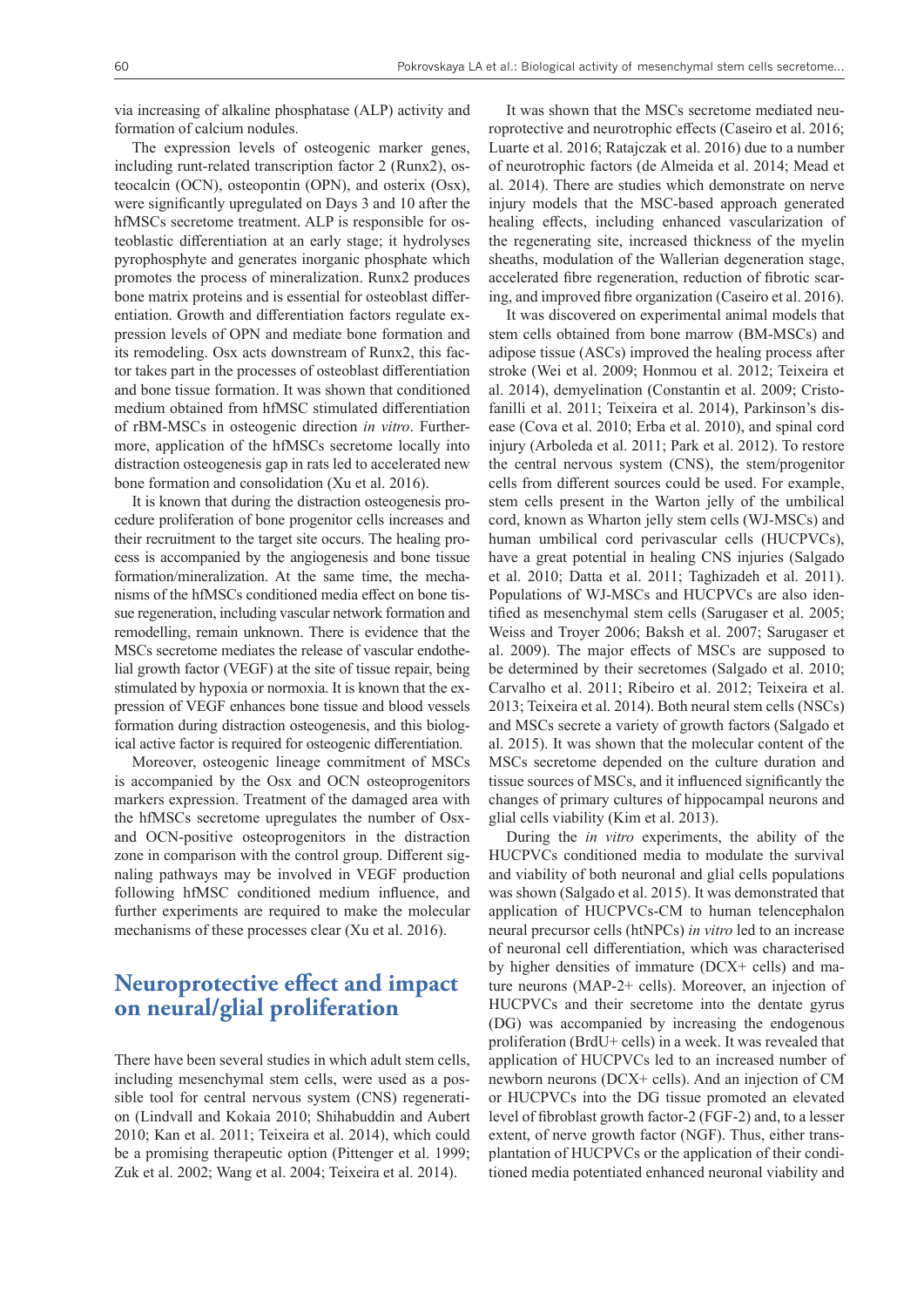via increasing of alkaline phosphatase (ALP) activity and formation of calcium nodules.

The expression levels of osteogenic marker genes, including runt-related transcription factor 2 (Runx2), osteocalcin (OCN), osteopontin (OPN), and osterix (Osx), were significantly upregulated on Days 3 and 10 after the hfMSCs secretome treatment. ALP is responsible for osteoblastic differentiation at an early stage; it hydrolyses pyrophosphyte and generates inorganic phosphate which promotes the process of mineralization. Runx2 produces bone matrix proteins and is essential for osteoblast differentiation. Growth and differentiation factors regulate expression levels of OPN and mediate bone formation and its remodeling. Osx acts downstream of Runx2, this factor takes part in the processes of osteoblast differentiation and bone tissue formation. It was shown that conditioned medium obtained from hfMSC stimulated differentiation of rBM-MSCs in osteogenic direction *in vitro*. Furthermore, application of the hfMSCs secretome locally into distraction osteogenesis gap in rats led to accelerated new bone formation and consolidation (Xu et al. 2016).

It is known that during the distraction osteogenesis procedure proliferation of bone progenitor cells increases and their recruitment to the target site occurs. The healing process is accompanied by the angiogenesis and bone tissue formation/mineralization. At the same time, the mechanisms of the hfMSCs conditioned media effect on bone tissue regeneration, including vascular network formation and remodelling, remain unknown. There is evidence that the MSCs secretome mediates the release of vascular endothelial growth factor (VEGF) at the site of tissue repair, being stimulated by hypoxia or normoxia. It is known that the expression of VEGF enhances bone tissue and blood vessels formation during distraction osteogenesis, and this biological active factor is required for osteogenic differentiation.

Moreover, osteogenic lineage commitment of MSCs is accompanied by the Osx and OCN osteoprogenitors markers expression. Treatment of the damaged area with the hfMSCs secretome upregulates the number of Osx- and OCN-positive osteoprogenitors in the distraction zone in comparison with the control group. Different signaling pathways may be involved in VEGF production following hfMSC conditioned medium influence, and further experiments are required to make the molecular mechanisms of these processes clear (Xu et al. 2016).

## Neuroprotective effect and impact on neural/glial proliferation

There have been several studies in which adult stem cells, including mesenchymal stem cells, were used as a possible tool for central nervous system (CNS) regeneration (Lindvall and Kokaia 2010; Shihabuddin and Aubert 2010; Kan et al. 2011; Teixeira et al. 2014), which could be a promising therapeutic option (Pittenger et al. 1999; Zuk et al. 2002; Wang et al. 2004; Teixeira et al. 2014).

It was shown that the MSCs secretome mediated neuroprotective and neurotrophic effects (Caseiro et al. 2016; Luarte et al. 2016; Ratajczak et al. 2016) due to a number of neurotrophic factors (de Almeida et al. 2014; Mead et al. 2014). There are studies which demonstrate on nerve injury models that the MSC-based approach generated healing effects, including enhanced vascularization of the regenerating site, increased thickness of the myelin sheaths, modulation of the Wallerian degeneration stage, accelerated fibre regeneration, reduction of fibrotic scarring, and improved fibre organization (Caseiro et al. 2016).

It was discovered on experimental animal models that stem cells obtained from bone marrow (BM-MSCs) and adipose tissue (ASCs) improved the healing process after stroke (Wei et al. 2009; Honmou et al. 2012; Teixeira et al. 2014), demyelination (Constantin et al. 2009; Cristofanilli et al. 2011; Teixeira et al. 2014), Parkinson's disease (Cova et al. 2010; Erba et al. 2010), and spinal cord injury (Arboleda et al. 2011; Park et al. 2012). To restore the central nervous system (CNS), the stem/progenitor cells from different sources could be used. For example, stem cells present in the Warton jelly of the umbilical cord, known as Wharton jelly stem cells (WJ-MSCs) and human umbilical cord perivascular cells (HUCPVCs), have a great potential in healing CNS injuries (Salgado et al. 2010; Datta et al. 2011; Taghizadeh et al. 2011). Populations of WJ-MSCs and HUCPVCs are also identified as mesenchymal stem cells (Sarugaser et al. 2005; Weiss and Troyer 2006; Baksh et al. 2007; Sarugaser et al. 2009). The major effects of MSCs are supposed to be determined by their secretomes (Salgado et al. 2010; Carvalho et al. 2011; Ribeiro et al. 2012; Teixeira et al. 2013; Teixeira et al. 2014). Both neural stem cells (NSCs) and MSCs secrete a variety of growth factors (Salgado et al. 2015). It was shown that the molecular content of the MSCs secretome depended on the culture duration and tissue sources of MSCs, and it influenced significantly the changes of primary cultures of hippocampal neurons and glial cells viability (Kim et al. 2013).

During the *in vitro* experiments, the ability of the HUCPVCs conditioned media to modulate the survival and viability of both neuronal and glial cells populations was shown (Salgado et al. 2015). It was demonstrated that application of HUCPVCs-CM to human telencephalon neural precursor cells (htNPCs) *in vitro* led to an increase of neuronal cell differentiation, which was characterised by higher densities of immature (DCX+ cells) and mature neurons (MAP-2+ cells). Moreover, an injection of HUCPVCs and their secretome into the dentate gyrus (DG) was accompanied by increasing the endogenous proliferation (BrdU+ cells) in a week. It was revealed that application of HUCPVCs led to an increased number of newborn neurons (DCX+ cells). And an injection of CM or HUCPVCs into the DG tissue promoted an elevated level of fibroblast growth factor-2 (FGF-2) and, to a lesser extent, of nerve growth factor (NGF). Thus, either transplantation of HUCPVCs or the application of their conditioned media potentiated enhanced neuronal viability and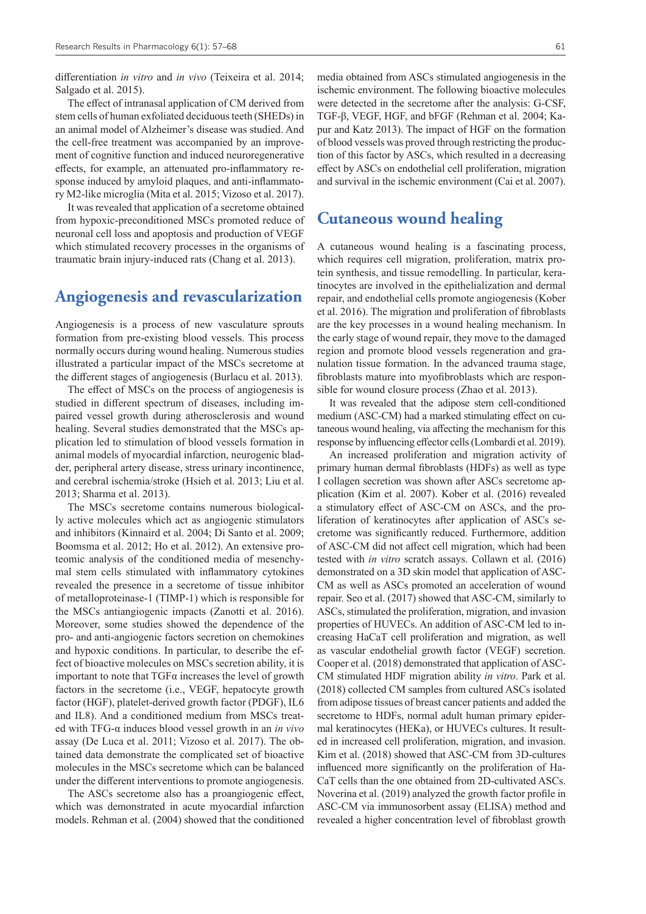differentiation *in vitro* and *in vivo* (Teixeira et al. 2014; Salgado et al. 2015).

The effect of intranasal application of CM derived from stem cells of human exfoliated deciduous teeth (SHEDs) in an animal model of Alzheimer's disease was studied. And the cell-free treatment was accompanied by an improvement of cognitive function and induced neuroregenerative effects, for example, an attenuated pro-inflammatory response induced by amyloid plaques, and anti-inflammatory M2-like microglia (Mita et al. 2015; Vizoso et al. 2017).

It was revealed that application of a secretome obtained from hypoxic-preconditioned MSCs promoted reduce of neuronal cell loss and apoptosis and production of VEGF which stimulated recovery processes in the organisms of traumatic brain injury-induced rats (Chang et al. 2013).

## Angiogenesis and revascularization

Angiogenesis is a process of new vasculature sprouts formation from pre-existing blood vessels. This process normally occurs during wound healing. Numerous studies illustrated a particular impact of the MSCs secretome at the different stages of angiogenesis (Burlacu et al. 2013).

The effect of MSCs on the process of angiogenesis is studied in different spectrum of diseases, including impaired vessel growth during atherosclerosis and wound healing. Several studies demonstrated that the MSCs application led to stimulation of blood vessels formation in animal models of myocardial infarction, neurogenic bladder, peripheral artery disease, stress urinary incontinence, and cerebral ischemia/stroke (Hsieh et al. 2013; Liu et al. 2013; Sharma et al. 2013).

The MSCs secretome contains numerous biologically active molecules which act as angiogenic stimulators and inhibitors (Kinnaird et al. 2004; Di Santo et al. 2009; Boomsma et al. 2012; Ho et al. 2012). An extensive proteomic analysis of the conditioned media of mesenchymal stem cells stimulated with inflammatory cytokines revealed the presence in a secretome of tissue inhibitor of metalloproteinase-1 (TIMP-1) which is responsible for the MSCs antiangiogenic impacts (Zanotti et al. 2016). Moreover, some studies showed the dependence of the pro- and anti-angiogenic factors secretion on chemokines and hypoxic conditions. In particular, to describe the effect of bioactive molecules on MSCs secretion ability, it is important to note that TGFα increases the level of growth factors in the secretome (i.e., VEGF, hepatocyte growth factor (HGF), platelet-derived growth factor (PDGF), IL6 and IL8). And a conditioned medium from MSCs treated with TFG-α induces blood vessel growth in an *in vivo* assay (De Luca et al. 2011; Vizoso et al. 2017). The obtained data demonstrate the complicated set of bioactive molecules in the MSCs secretome which can be balanced under the different interventions to promote angiogenesis.

The ASCs secretome also has a proangiogenic effect, which was demonstrated in acute myocardial infarction models. Rehman et al. (2004) showed that the conditioned media obtained from ASCs stimulated angiogenesis in the ischemic environment. The following bioactive molecules were detected in the secretome after the analysis: G-CSF, TGF-β, VEGF, HGF, and bFGF (Rehman et al. 2004; Kapur and Katz 2013). The impact of HGF on the formation of blood vessels was proved through restricting the production of this factor by ASCs, which resulted in a decreasing effect by ASCs on endothelial cell proliferation, migration and survival in the ischemic environment (Cai et al. 2007).

## Cutaneous wound healing

A cutaneous wound healing is a fascinating process, which requires cell migration, proliferation, matrix protein synthesis, and tissue remodelling. In particular, keratinocytes are involved in the epithelialization and dermal repair, and endothelial cells promote angiogenesis (Kober et al. 2016). The migration and proliferation of fibroblasts are the key processes in a wound healing mechanism. In the early stage of wound repair, they move to the damaged region and promote blood vessels regeneration and granulation tissue formation. In the advanced trauma stage, fibroblasts mature into myofibroblasts which are responsible for wound closure process (Zhao et al. 2013).

It was revealed that the adipose stem cell-conditioned medium (ASC-CM) had a marked stimulating effect on cutaneous wound healing, via affecting the mechanism for this response by influencing effector cells (Lombardi et al. 2019).

An increased proliferation and migration activity of primary human dermal fibroblasts (HDFs) as well as type I collagen secretion was shown after ASCs secretome application (Kim et al. 2007). Kober et al. (2016) revealed a stimulatory effect of ASC-CM on ASCs, and the proliferation of keratinocytes after application of ASCs secretome was significantly reduced. Furthermore, addition of ASC-CM did not affect cell migration, which had been tested with *in vitro* scratch assays. Collawn et al. (2016) demonstrated on a 3D skin model that application of ASC-CM as well as ASCs promoted an acceleration of wound repair. Seo et al. (2017) showed that ASC-CM, similarly to ASCs, stimulated the proliferation, migration, and invasion properties of HUVECs. An addition of ASC-CM led to increasing HaCaT cell proliferation and migration, as well as vascular endothelial growth factor (VEGF) secretion. Cooper et al. (2018) demonstrated that application of ASC-CM stimulated HDF migration ability *in vitro*. Park et al. (2018) collected CM samples from cultured ASCs isolated from adipose tissues of breast cancer patients and added the secretome to HDFs, normal adult human primary epidermal keratinocytes (HEKa), or HUVECs cultures. It resulted in increased cell proliferation, migration, and invasion. Kim et al. (2018) showed that ASC-CM from 3D-cultures influenced more significantly on the proliferation of HaCaT cells than the one obtained from 2D-cultivated ASCs. Noverina et al. (2019) analyzed the growth factor profile in ASC-CM via immunosorbent assay (ELISA) method and revealed a higher concentration level of fibroblast growth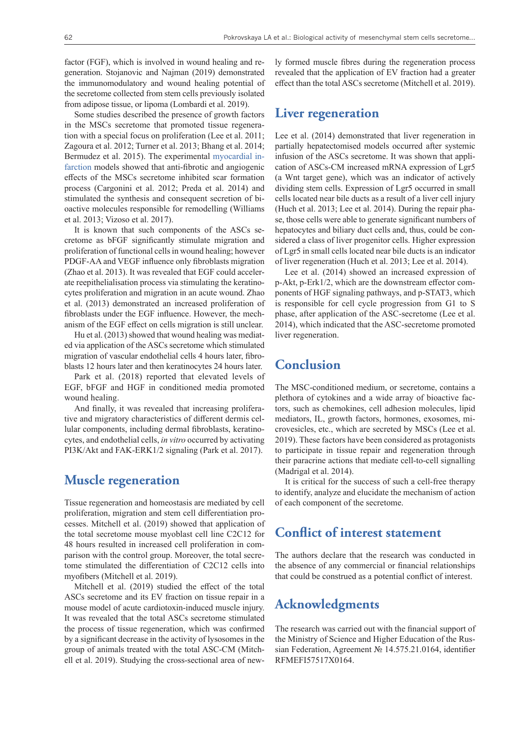factor (FGF), which is involved in wound healing and regeneration. Stojanovic and Najman (2019) demonstrated the immunomodulatory and wound healing potential of the secretome collected from stem cells previously isolated from adipose tissue, or lipoma (Lombardi et al. 2019).

Some studies described the presence of growth factors in the MSCs secretome that promoted tissue regeneration with a special focus on proliferation (Lee et al. 2011; Zagoura et al. 2012; Turner et al. 2013; Bhang et al. 2014; Bermudez et al. 2015). The experimental myocardial infarction models showed that anti-fibrotic and angiogenic effects of the MSCs secretome inhibited scar formation process (Cargonini et al. 2012; Preda et al. 2014) and stimulated the synthesis and consequent secretion of bioactive molecules responsible for remodelling (Williams et al. 2013; Vizoso et al. 2017).

It is known that such components of the ASCs secretome as bFGF significantly stimulate migration and proliferation of functional cells in wound healing; however PDGF-AA and VEGF influence only fibroblasts migration (Zhao et al. 2013). It was revealed that EGF could accelerate reepithelialisation process via stimulating the keratinocytes proliferation and migration in an acute wound. Zhao et al. (2013) demonstrated an increased proliferation of fibroblasts under the EGF influence. However, the mechanism of the EGF effect on cells migration is still unclear.

Hu et al. (2013) showed that wound healing was mediated via application of the ASCs secretome which stimulated migration of vascular endothelial cells 4 hours later, fibroblasts 12 hours later and then keratinocytes 24 hours later.

Park et al. (2018) reported that elevated levels of EGF, bFGF and HGF in conditioned media promoted wound healing.

And finally, it was revealed that increasing proliferative and migratory characteristics of different dermis cellular components, including dermal fibroblasts, keratinocytes, and endothelial cells, *in vitro* occurred by activating PI3K/Akt and FAK-ERK1/2 signaling (Park et al. 2017).

## Muscle regeneration

Tissue regeneration and homeostasis are mediated by cell proliferation, migration and stem cell differentiation processes. Mitchell et al. (2019) showed that application of the total secretome mouse myoblast cell line C2C12 for 48 hours resulted in increased cell proliferation in comparison with the control group. Moreover, the total secretome stimulated the differentiation of C2C12 cells into myofibers (Mitchell et al. 2019).

Mitchell et al. (2019) studied the effect of the total ASCs secretome and its EV fraction on tissue repair in a mouse model of acute cardiotoxin-induced muscle injury. It was revealed that the total ASCs secretome stimulated the process of tissue regeneration, which was confirmed by a significant decrease in the activity of lysosomes in the group of animals treated with the total ASC-CM (Mitchell et al. 2019). Studying the cross-sectional area of newly formed muscle fibres during the regeneration process revealed that the application of EV fraction had a greater effect than the total ASCs secretome (Mitchell et al. 2019).

## Liver regeneration

Lee et al. (2014) demonstrated that liver regeneration in partially hepatectomised models occurred after systemic infusion of the ASCs secretome. It was shown that application of ASCs-CM increased mRNA expression of Lgr5 (a Wnt target gene), which was an indicator of actively dividing stem cells. Expression of Lgr5 occurred in small cells located near bile ducts as a result of a liver cell injury (Huch et al. 2013; Lee et al. 2014). During the repair phase, those cells were able to generate significant numbers of hepatocytes and biliary duct cells and, thus, could be considered a class of liver progenitor cells. Higher expression of Lgr5 in small cells located near bile ducts is an indicator of liver regeneration (Huch et al. 2013; Lee et al. 2014).

Lee et al. (2014) showed an increased expression of p-Akt, p-Erk1/2, which are the downstream effector components of HGF signaling pathways, and p-STAT3, which is responsible for cell cycle progression from G1 to S phase, after application of the ASC-secretome (Lee et al. 2014), which indicated that the ASC-secretome promoted liver regeneration.

## Conclusion

The MSC-conditioned medium, or secretome, contains a plethora of cytokines and a wide array of bioactive factors, such as chemokines, cell adhesion molecules, lipid mediators, IL, growth factors, hormones, exosomes, microvesicles, etc., which are secreted by MSCs (Lee et al. 2019). These factors have been considered as protagonists to participate in tissue repair and regeneration through their paracrine actions that mediate cell-to-cell signalling (Madrigal et al. 2014).

It is critical for the success of such a cell-free therapy to identify, analyze and elucidate the mechanism of action of each component of the secretome.

## Conflict of interest statement

The authors declare that the research was conducted in the absence of any commercial or financial relationships that could be construed as a potential conflict of interest.

## Acknowledgments

The research was carried out with the financial support of the Ministry of Science and Higher Education of the Russian Federation, Agreement № 14.575.21.0164, identifier RFMEFI57517X0164.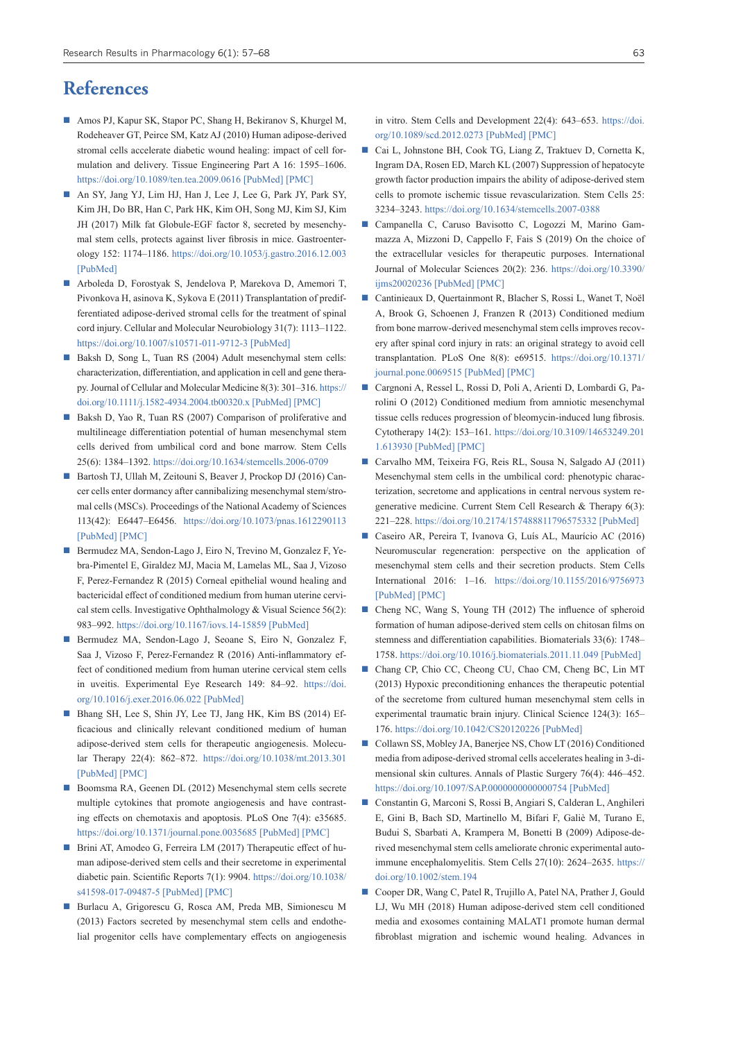# References

- Amos PJ, Kapur SK, Stapor PC, Shang H, Bekiranov S, Khurgel M, Rodeheaver GT, Peirce SM, Katz AJ (2010) Human adipose-derived stromal cells accelerate diabetic wound healing: impact of cell formulation and delivery. Tissue Engineering Part A 16: 1595–1606. https://doi.org/10.1089/ten.tea.2009.0616 [PubMed] [PMC]
- An SY, Jang YJ, Lim HJ, Han J, Lee J, Lee G, Park JY, Park SY, Kim JH, Do BR, Han C, Park HK, Kim OH, Song MJ, Kim SJ, Kim JH (2017) Milk fat Globule-EGF factor 8, secreted by mesenchymal stem cells, protects against liver fibrosis in mice. Gastroenterology 152: 1174–1186. https://doi.org/10.1053/j.gastro.2016.12.003 [PubMed]
- Arboleda D, Forostyak S, Jendelova P, Marekova D, Amemori T, Pivonkova H, asinova K, Sykova E (2011) Transplantation of predifferentiated adipose-derived stromal cells for the treatment of spinal cord injury. Cellular and Molecular Neurobiology 31(7): 1113–1122. https://doi.org/10.1007/s10571-011-9712-3 [PubMed]
- Baksh D, Song L, Tuan RS (2004) Adult mesenchymal stem cells: characterization, differentiation, and application in cell and gene therapy. Journal of Cellular and Molecular Medicine 8(3): 301–316. https://doi.org/10.1111/j.1582-4934.2004.tb00320.x [PubMed] [PMC]
- Baksh D, Yao R, Tuan RS (2007) Comparison of proliferative and multilineage differentiation potential of human mesenchymal stem cells derived from umbilical cord and bone marrow. Stem Cells 25(6): 1384–1392. https://doi.org/10.1634/stemcells.2006-0709
- Bartosh TJ, Ullah M, Zeitouni S, Beaver J, Prockop DJ (2016) Cancer cells enter dormancy after cannibalizing mesenchymal stem/stromal cells (MSCs). Proceedings of the National Academy of Sciences 113(42): E6447–E6456. https://doi.org/10.1073/pnas.1612290113 [PubMed] [PMC]
- Bermudez MA, Sendon-Lago J, Eiro N, Trevino M, Gonzalez F, Yebra-Pimentel E, Giraldez MJ, Macia M, Lamelas ML, Saa J, Vizoso F, Perez-Fernandez R (2015) Corneal epithelial wound healing and bactericidal effect of conditioned medium from human uterine cervical stem cells. Investigative Ophthalmology & Visual Science 56(2): 983–992. https://doi.org/10.1167/iovs.14-15859 [PubMed]
- Bermudez MA, Sendon-Lago J, Seoane S, Eiro N, Gonzalez F, Saa J, Vizoso F, Perez-Fernandez R (2016) Anti-inflammatory effect of conditioned medium from human uterine cervical stem cells in uveitis. Experimental Eye Research 149: 84–92. https://doi.org/10.1016/j.exer.2016.06.022 [PubMed]
- Bhang SH, Lee S, Shin JY, Lee TJ, Jang HK, Kim BS (2014) Efficacious and clinically relevant conditioned medium of human adipose-derived stem cells for therapeutic angiogenesis. Molecular Therapy 22(4): 862–872. https://doi.org/10.1038/mt.2013.301 [PubMed] [PMC]
- Boomsma RA, Geenen DL (2012) Mesenchymal stem cells secrete multiple cytokines that promote angiogenesis and have contrasting effects on chemotaxis and apoptosis. PLoS One 7(4): e35685. https://doi.org/10.1371/journal.pone.0035685 [PubMed] [PMC]
- Brini AT, Amodeo G, Ferreira LM (2017) Therapeutic effect of human adipose-derived stem cells and their secretome in experimental diabetic pain. Scientific Reports 7(1): 9904. https://doi.org/10.1038/s41598-017-09487-5 [PubMed] [PMC]
- Burlacu A, Grigorescu G, Rosca AM, Preda MB, Simionescu M (2013) Factors secreted by mesenchymal stem cells and endothelial progenitor cells have complementary effects on angiogenesis in vitro. Stem Cells and Development 22(4): 643–653. https://doi.org/10.1089/scd.2012.0273 [PubMed] [PMC]
- Cai L, Johnstone BH, Cook TG, Liang Z, Traktuev D, Cornetta K, Ingram DA, Rosen ED, March KL (2007) Suppression of hepatocyte growth factor production impairs the ability of adipose-derived stem cells to promote ischemic tissue revascularization. Stem Cells 25: 3234–3243. https://doi.org/10.1634/stemcells.2007-0388
- Campanella C, Caruso Bavisotto C, Logozzi M, Marino Gammazza A, Mizzoni D, Cappello F, Fais S (2019) On the choice of the extracellular vesicles for therapeutic purposes. International Journal of Molecular Sciences 20(2): 236. https://doi.org/10.3390/ijms20020236 [PubMed] [PMC]
- Cantinieaux D, Quertainmont R, Blacher S, Rossi L, Wanet T, Noël A, Brook G, Schoenen J, Franzen R (2013) Conditioned medium from bone marrow-derived mesenchymal stem cells improves recovery after spinal cord injury in rats: an original strategy to avoid cell transplantation. PLoS One 8(8): e69515. https://doi.org/10.1371/journal.pone.0069515 [PubMed] [PMC]
- Cargnoni A, Ressel L, Rossi D, Poli A, Arienti D, Lombardi G, Parolini O (2012) Conditioned medium from amniotic mesenchymal tissue cells reduces progression of bleomycin-induced lung fibrosis. Cytotherapy 14(2): 153–161. https://doi.org/10.3109/14653249.2011.613930 [PubMed] [PMC]
- Carvalho MM, Teixeira FG, Reis RL, Sousa N, Salgado AJ (2011) Mesenchymal stem cells in the umbilical cord: phenotypic characterization, secretome and applications in central nervous system regenerative medicine. Current Stem Cell Research & Therapy 6(3): 221–228. https://doi.org/10.2174/157488811796575332 [PubMed]
- Caseiro AR, Pereira T, Ivanova G, Luís AL, Maurício AC (2016) Neuromuscular regeneration: perspective on the application of mesenchymal stem cells and their secretion products. Stem Cells International 2016: 1–16. https://doi.org/10.1155/2016/9756973 [PubMed] [PMC]
- Cheng NC, Wang S, Young TH (2012) The influence of spheroid formation of human adipose-derived stem cells on chitosan films on stemness and differentiation capabilities. Biomaterials 33(6): 1748–1758. https://doi.org/10.1016/j.biomaterials.2011.11.049 [PubMed]
- Chang CP, Chio CC, Cheong CU, Chao CM, Cheng BC, Lin MT (2013) Hypoxic preconditioning enhances the therapeutic potential of the secretome from cultured human mesenchymal stem cells in experimental traumatic brain injury. Clinical Science 124(3): 165–176. https://doi.org/10.1042/CS20120226 [PubMed]
- Collawn SS, Mobley JA, Banerjee NS, Chow LT (2016) Conditioned media from adipose-derived stromal cells accelerates healing in 3-dimensional skin cultures. Annals of Plastic Surgery 76(4): 446–452. https://doi.org/10.1097/SAP.0000000000000754 [PubMed]
- Constantin G, Marconi S, Rossi B, Angiari S, Calderan L, Anghileri E, Gini B, Bach SD, Martinello M, Bifari F, Galiè M, Turano E, Budui S, Sbarbati A, Krampera M, Bonetti B (2009) Adipose-derived mesenchymal stem cells ameliorate chronic experimental autoimmune encephalomyelitis. Stem Cells 27(10): 2624–2635. https://doi.org/10.1002/stem.194
- Cooper DR, Wang C, Patel R, Trujillo A, Patel NA, Prather J, Gould LJ, Wu MH (2018) Human adipose-derived stem cell conditioned media and exosomes containing MALAT1 promote human dermal fibroblast migration and ischemic wound healing. Advances in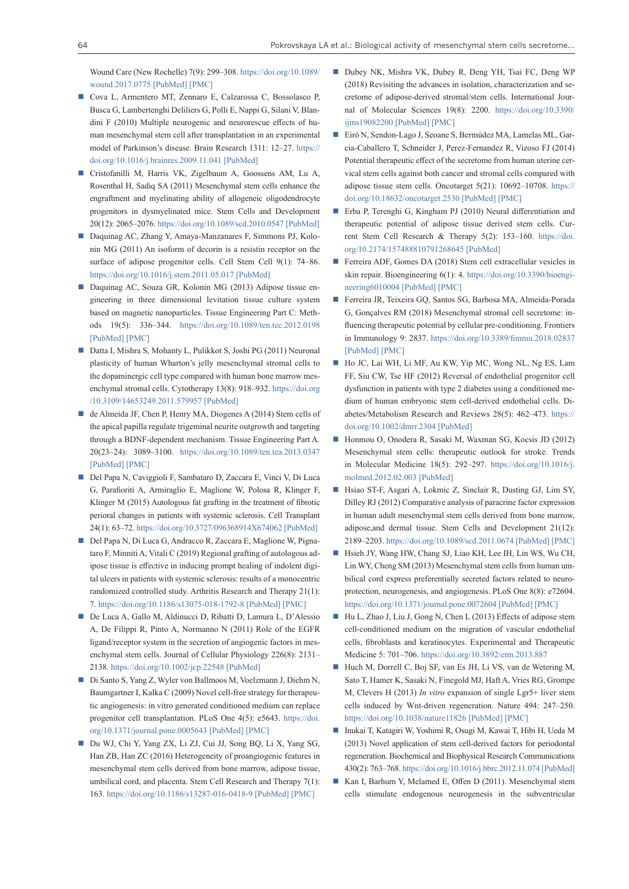Wound Care (New Rochelle) 7(9): 299–308. https://doi.org/10.1089/wound.2017.0775 [PubMed] [PMC]

- Cova L, Armentero MT, Zennaro E, Calzarossa C, Bossolasco P, Busca G, Lambertenghi Deliliers G, Polli E, Nappi G, Silani V, Blandini F (2010) Multiple neurogenic and neurorescue effects of human mesenchymal stem cell after transplantation in an experimental model of Parkinson's disease. Brain Research 1311: 12–27. https://doi.org/10.1016/j.brainres.2009.11.041 [PubMed]
- Cristofanilli M, Harris VK, Zigelbaum A, Goossens AM, Lu A, Rosenthal H, Sadiq SA (2011) Mesenchymal stem cells enhance the engraftment and myelinating ability of allogeneic oligodendrocyte progenitors in dysmyelinated mice. Stem Cells and Development 20(12): 2065–2076. https://doi.org/10.1089/scd.2010.0547 [PubMed]
- Daquinag AC, Zhang Y, Amaya-Manzanares F, Simmons PJ, Kolonin MG (2011) An isoform of decorin is a resistin receptor on the surface of adipose progenitor cells. Cell Stem Cell 9(1): 74–86. https://doi.org/10.1016/j.stem.2011.05.017 [PubMed]
- Daquinag AC, Souza GR, Kolonin MG (2013) Adipose tissue engineering in three dimensional levitation tissue culture system based on magnetic nanoparticles. Tissue Engineering Part C: Methods 19(5): 336–344. https://doi.org/10.1089/ten.tec.2012.0198 [PubMed] [PMC]
- Datta I, Mishra S, Mohanty L, Pulikkot S, Joshi PG (2011) Neuronal plasticity of human Wharton's jelly mesenchymal stromal cells to the dopaminergic cell type compared with human bone marrow mesenchymal stromal cells. Cytotherapy 13(8): 918–932. https://doi.org/10.3109/14653249.2011.579957 [PubMed]
- de Almeida JF, Chen P, Henry MA, Diogenes A (2014) Stem cells of the apical papilla regulate trigeminal neurite outgrowth and targeting through a BDNF-dependent mechanism. Tissue Engineering Part A. 20(23–24): 3089–3100. https://doi.org/10.1089/ten.tea.2013.0347 [PubMed] [PMC]
- Del Papa N, Caviggioli F, Sambataro D, Zaccara E, Vinci V, Di Luca G, Parafioriti A, Armiraglio E, Maglione W, Polosa R, Klinger F, Klinger M (2015) Autologous fat grafting in the treatment of fibrotic perioral changes in patients with systemic sclerosis. Cell Transplant 24(1): 63–72. https://doi.org/10.3727/096368914X674062 [PubMed]
- Del Papa N, Di Luca G, Andracco R, Zaccara E, Maglione W, Pignataro F, Minniti A, Vitali C (2019) Regional grafting of autologous adipose tissue is effective in inducing prompt healing of indolent digital ulcers in patients with systemic sclerosis: results of a monocentric randomized controlled study. Arthritis Research and Therapy 21(1): 7. https://doi.org/10.1186/s13075-018-1792-8 [PubMed] [PMC]
- De Luca A, Gallo M, Aldinucci D, Ribatti D, Lamura L, D'Alessio A, De Filippi R, Pinto A, Normanno N (2011) Role of the EGFR ligand/receptor system in the secretion of angiogenic factors in mesenchymal stem cells. Journal of Cellular Physiology 226(8): 2131–2138. https://doi.org/10.1002/jcp.22548 [PubMed]
- Di Santo S, Yang Z, Wyler von Ballmoos M, Voelzmann J, Diehm N, Baumgartner I, Kalka C (2009) Novel cell-free strategy for therapeutic angiogenesis: in vitro generated conditioned medium can replace progenitor cell transplantation. PLoS One 4(5): e5643. https://doi.org/10.1371/journal.pone.0005643 [PubMed] [PMC]
- Du WJ, Chi Y, Yang ZX, Li ZJ, Cui JJ, Song BQ, Li X, Yang SG, Han ZB, Han ZC (2016) Heterogeneity of proangiogenic features in mesenchymal stem cells derived from bone marrow, adipose tissue, umbilical cord, and placenta. Stem Cell Research and Therapy 7(1): 163. https://doi.org/10.1186/s13287-016-0418-9 [PubMed] [PMC]
- Dubey NK, Mishra VK, Dubey R, Deng YH, Tsai FC, Deng WP (2018) Revisiting the advances in isolation, characterization and secretome of adipose-derived stromal/stem cells. International Journal of Molecular Sciences 19(8): 2200. https://doi.org/10.3390/ijms19082200 [PubMed] [PMC]
- Eiró N, Sendon-Lago J, Seoane S, Bermúdez MA, Lamelas ML, Garcia-Caballero T, Schneider J, Perez-Fernandez R, Vizoso FJ (2014) Potential therapeutic effect of the secretome from human uterine cervical stem cells against both cancer and stromal cells compared with adipose tissue stem cells. Oncotarget 5(21): 10692–10708. https://doi.org/10.18632/oncotarget.2530 [PubMed] [PMC]
- Erba P, Terenghi G, Kingham PJ (2010) Neural differentiation and therapeutic potential of adipose tissue derived stem cells. Current Stem Cell Research & Therapy 5(2): 153–160. https://doi.org/10.2174/157488810791268645 [PubMed]
- Ferreira ADF, Gomes DA (2018) Stem cell extracellular vesicles in skin repair. Bioengineering 6(1): 4. https://doi.org/10.3390/bioengineering6010004 [PubMed] [PMC]
- Ferreira JR, Teixeira GQ, Santos SG, Barbosa MA, Almeida-Porada G, Gonçalves RM (2018) Mesenchymal stromal cell secretome: influencing therapeutic potential by cellular pre-conditioning. Frontiers in Immunology 9: 2837. https://doi.org/10.3389/fimmu.2018.02837 [PubMed] [PMC]
- Ho JC, Lai WH, Li MF, Au KW, Yip MC, Wong NL, Ng ES, Lam FF, Siu CW, Tse HF (2012) Reversal of endothelial progenitor cell dysfunction in patients with type 2 diabetes using a conditioned medium of human embryonic stem cell-derived endothelial cells. Diabetes/Metabolism Research and Reviews 28(5): 462–473. https://doi.org/10.1002/dmrr.2304 [PubMed]
- Honmou O, Onodera R, Sasaki M, Waxman SG, Kocsis JD (2012) Mesenchymal stem cells: therapeutic outlook for stroke. Trends in Molecular Medicine 18(5): 292–297. https://doi.org/10.1016/j.molmed.2012.02.003 [PubMed]
- Hsiao ST-F, Asgari A, Lokmic Z, Sinclair R, Dusting GJ, Lim SY, Dilley RJ (2012) Comparative analysis of paracrine factor expression in human adult mesenchymal stem cells derived from bone marrow, adipose,and dermal tissue. Stem Cells and Development 21(12): 2189–2203. https://doi.org/10.1089/scd.2011.0674 [PubMed] [PMC]
- Hsieh JY, Wang HW, Chang SJ, Liao KH, Lee IH, Lin WS, Wu CH, Lin WY, Cheng SM (2013) Mesenchymal stem cells from human umbilical cord express preferentially secreted factors related to neuroprotection, neurogenesis, and angiogenesis. PLoS One 8(8): e72604. https://doi.org/10.1371/journal.pone.0072604 [PubMed] [PMC]
- Hu L, Zhao J, Liu J, Gong N, Chen L (2013) Effects of adipose stem cell-conditioned medium on the migration of vascular endothelial cells, fibroblasts and keratinocytes. Experimental and Therapeutic Medicine 5: 701–706. https://doi.org/10.3892/etm.2013.887
- Huch M, Dorrell C, Boj SF, van Es JH, Li VS, van de Wetering M, Sato T, Hamer K, Sasaki N, Finegold MJ, Haft A, Vries RG, Grompe M, Clevers H (2013) *In vitro* expansion of single Lgr5+ liver stem cells induced by Wnt-driven regeneration. Nature 494: 247–250. https://doi.org/10.1038/nature11826 [PubMed] [PMC]
- Inukai T, Katagiri W, Yoshimi R, Osugi M, Kawai T, Hibi H, Ueda M (2013) Novel application of stem cell-derived factors for periodontal regeneration. Biochemical and Biophysical Research Communications 430(2): 763–768. https://doi.org/10.1016/j.bbrc.2012.11.074 [PubMed]
- Kan I, Barhum Y, Melamed E, Offen D (2011). Mesenchymal stem cells stimulate endogenous neurogenesis in the subventricular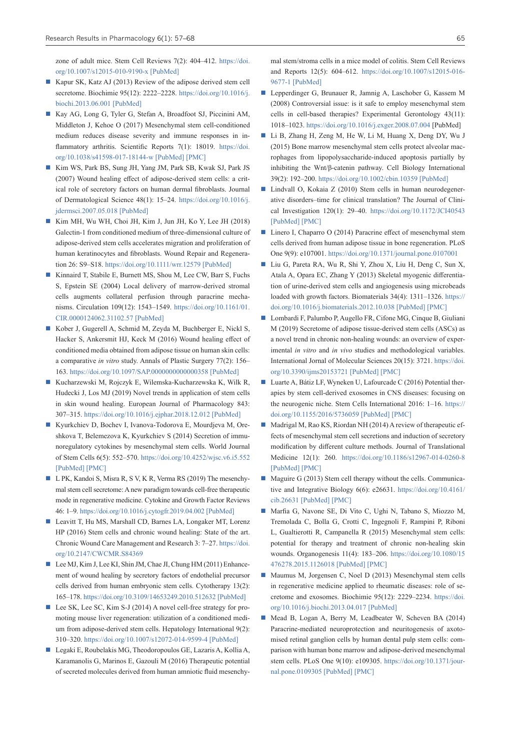zone of adult mice. Stem Cell Reviews 7(2): 404–412. https://doi.org/10.1007/s12015-010-9190-x [PubMed]

- Kapur SK, Katz AJ (2013) Review of the adipose derived stem cell secretome. Biochimie 95(12): 2222–2228. https://doi.org/10.1016/j.biochi.2013.06.001 [PubMed]
- Kay AG, Long G, Tyler G, Stefan A, Broadfoot SJ, Piccinini AM, Middleton J, Kehoe O (2017) Mesenchymal stem cell-conditioned medium reduces disease severity and immune responses in inflammatory arthritis. Scientific Reports 7(1): 18019. https://doi.org/10.1038/s41598-017-18144-w [PubMed] [PMC]
- Kim WS, Park BS, Sung JH, Yang JM, Park SB, Kwak SJ, Park JS (2007) Wound healing effect of adipose-derived stem cells: a critical role of secretory factors on human dermal fibroblasts. Journal of Dermatological Science 48(1): 15–24. https://doi.org/10.1016/j.jdermsci.2007.05.018 [PubMed]
- Kim MH, Wu WH, Choi JH, Kim J, Jun JH, Ko Y, Lee JH (2018) Galectin-1 from conditioned medium of three-dimensional culture of adipose-derived stem cells accelerates migration and proliferation of human keratinocytes and fibroblasts. Wound Repair and Regeneration 26: S9–S18. https://doi.org/10.1111/wrr.12579 [PubMed]
- Kinnaird T, Stabile E, Burnett MS, Shou M, Lee CW, Barr S, Fuchs S, Epstein SE (2004) Local delivery of marrow-derived stromal cells augments collateral perfusion through paracrine mechanisms. Circulation 109(12): 1543–1549. https://doi.org/10.1161/01.CIR.0000124062.31102.57 [PubMed]
- Kober J, Gugerell A, Schmid M, Zeyda M, Buchberger E, Nickl S, Hacker S, Ankersmit HJ, Keck M (2016) Wound healing effect of conditioned media obtained from adipose tissue on human skin cells: a comparative *in vitro* study. Annals of Plastic Surgery 77(2): 156–163. https://doi.org/10.1097/SAP.0000000000000358 [PubMed]
- Kucharzewski M, Rojczyk E, Wilemska-Kucharzewska K, Wilk R, Hudecki J, Los MJ (2019) Novel trends in application of stem cells in skin wound healing. European Journal of Pharmacology 843: 307–315. https://doi.org/10.1016/j.ejphar.2018.12.012 [PubMed]
- Kyurkchiev D, Bochev I, Ivanova-Todorova E, Mourdjeva M, Oreshkova T, Belemezova K, Kyurkchiev S (2014) Secretion of immunoregulatory cytokines by mesenchymal stem cells. World Journal of Stem Cells 6(5): 552–570. https://doi.org/10.4252/wjsc.v6.i5.552 [PubMed] [PMC]
- L PK, Kandoi S, Misra R, S V, K R, Verma RS (2019) The mesenchymal stem cell secretome: A new paradigm towards cell-free therapeutic mode in regenerative medicine. Cytokine and Growth Factor Reviews 46: 1–9. https://doi.org/10.1016/j.cytogfr.2019.04.002 [PubMed]
- Leavitt T, Hu MS, Marshall CD, Barnes LA, Longaker MT, Lorenz HP (2016) Stem cells and chronic wound healing: State of the art. Chronic Wound Care Management and Research 3: 7–27. https://doi.org/10.2147/CWCMR.S84369
- Lee MJ, Kim J, Lee KI, Shin JM, Chae JI, Chung HM (2011) Enhancement of wound healing by secretory factors of endothelial precursor cells derived from human embryonic stem cells. Cytotherapy 13(2): 165–178. https://doi.org/10.3109/14653249.2010.512632 [PubMed]
- Lee SK, Lee SC, Kim S-J (2014) A novel cell-free strategy for promoting mouse liver regeneration: utilization of a conditioned medium from adipose-derived stem cells. Hepatology International 9(2): 310–320. https://doi.org/10.1007/s12072-014-9599-4 [PubMed]
- Legaki E, Roubelakis MG, Theodoropoulos GE, Lazaris A, Kollia A, Karamanolis G, Marinos E, Gazouli M (2016) Therapeutic potential of secreted molecules derived from human amniotic fluid mesenchymal stem/stroma cells in a mice model of colitis. Stem Cell Reviews and Reports 12(5): 604–612. https://doi.org/10.1007/s12015-016-9677-1 [PubMed]
- Lepperdinger G, Brunauer R, Jamnig A, Laschober G, Kassem M (2008) Controversial issue: is it safe to employ mesenchymal stem cells in cell-based therapies? Experimental Gerontology 43(11): 1018–1023. https://doi.org/10.1016/j.exger.2008.07.004 [PubMed]
- Li B, Zhang H, Zeng M, He W, Li M, Huang X, Deng DY, Wu J (2015) Bone marrow mesenchymal stem cells protect alveolar macrophages from lipopolysaccharide-induced apoptosis partially by inhibiting the Wnt/β-catenin pathway. Cell Biology International 39(2): 192–200. https://doi.org/10.1002/cbin.10359 [PubMed]
- Lindvall O, Kokaia Z (2010) Stem cells in human neurodegenerative disorders–time for clinical translation? The Journal of Clinical Investigation 120(1): 29–40. https://doi.org/10.1172/JCI40543 [PubMed] [PMC]
- Linero I, Chaparro O (2014) Paracrine effect of mesenchymal stem cells derived from human adipose tissue in bone regeneration. PLoS One 9(9): e107001. https://doi.org/10.1371/journal.pone.0107001
- Liu G, Pareta RA, Wu R, Shi Y, Zhou X, Liu H, Deng C, Sun X, Atala A, Opara EC, Zhang Y (2013) Skeletal myogenic differentiation of urine-derived stem cells and angiogenesis using microbeads loaded with growth factors. Biomaterials 34(4): 1311–1326. https://doi.org/10.1016/j.biomaterials.2012.10.038 [PubMed] [PMC]
- Lombardi F, Palumbo P, Augello FR, Cifone MG, Cinque B, Giuliani M (2019) Secretome of adipose tissue-derived stem cells (ASCs) as a novel trend in chronic non-healing wounds: an overview of experimental *in vitro* and *in vivo* studies and methodological variables. International Jornal of Molecular Sciences 20(15): 3721. https://doi.org/10.3390/ijms20153721 [PubMed] [PMC]
- Luarte A, Bátiz LF, Wyneken U, Lafourcade C (2016) Potential therapies by stem cell-derived exosomes in CNS diseases: focusing on the neurogenic niche. Stem Cells International 2016: 1–16. https://doi.org/10.1155/2016/5736059 [PubMed] [PMC]
- Madrigal M, Rao KS, Riordan NH (2014) A review of therapeutic effects of mesenchymal stem cell secretions and induction of secretory modification by different culture methods. Journal of Translational Medicine 12(1): 260. https://doi.org/10.1186/s12967-014-0260-8 [PubMed] [PMC]
- Maguire G (2013) Stem cell therapy without the cells. Communicative and Integrative Biology 6(6): e26631. https://doi.org/10.4161/cib.26631 [PubMed] [PMC]
- Marfia G, Navone SE, Di Vito C, Ughi N, Tabano S, Miozzo M, Tremolada C, Bolla G, Crotti C, Ingegnoli F, Rampini P, Riboni L, Gualtierotti R, Campanella R (2015) Mesenchymal stem cells: potential for therapy and treatment of chronic non-healing skin wounds. Organogenesis 11(4): 183–206. https://doi.org/10.1080/15476278.2015.1126018 [PubMed] [PMC]
- Maumus M, Jorgensen C, Noel D (2013) Mesenchymal stem cells in regenerative medicine applied to rheumatic diseases: role of secretome and exosomes. Biochimie 95(12): 2229–2234. https://doi.org/10.1016/j.biochi.2013.04.017 [PubMed]
- Mead B, Logan A, Berry M, Leadbeater W, Scheven BA (2014) Paracrine-mediated neuroprotection and neuritogenesis of axotomised retinal ganglion cells by human dental pulp stem cells: comparison with human bone marrow and adipose-derived mesenchymal stem cells. PLoS One 9(10): e109305. https://doi.org/10.1371/journal.pone.0109305 [PubMed] [PMC]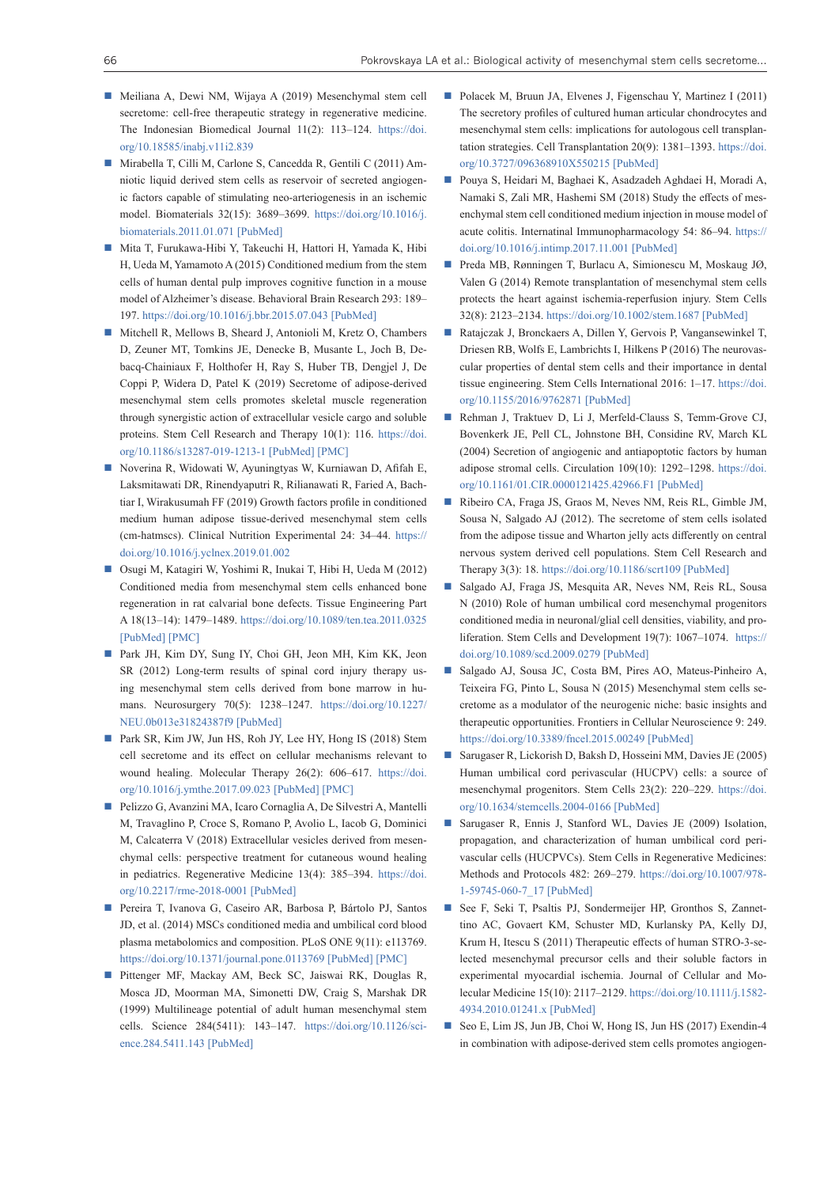- Meiliana A, Dewi NM, Wijaya A (2019) Mesenchymal stem cell secretome: cell-free therapeutic strategy in regenerative medicine. The Indonesian Biomedical Journal 11(2): 113–124. https://doi.org/10.18585/inabj.v11i2.839
- Mirabella T, Cilli M, Carlone S, Cancedda R, Gentili C (2011) Amniotic liquid derived stem cells as reservoir of secreted angiogenic factors capable of stimulating neo-arteriogenesis in an ischemic model. Biomaterials 32(15): 3689–3699. https://doi.org/10.1016/j.biomaterials.2011.01.071 [PubMed]
- Mita T, Furukawa-Hibi Y, Takeuchi H, Hattori H, Yamada K, Hibi H, Ueda M, Yamamoto A (2015) Conditioned medium from the stem cells of human dental pulp improves cognitive function in a mouse model of Alzheimer's disease. Behavioral Brain Research 293: 189–197. https://doi.org/10.1016/j.bbr.2015.07.043 [PubMed]
- Mitchell R, Mellows B, Sheard J, Antonioli M, Kretz O, Chambers D, Zeuner MT, Tomkins JE, Denecke B, Musante L, Joch B, Debacq-Chainiaux F, Holthofer H, Ray S, Huber TB, Dengjel J, De Coppi P, Widera D, Patel K (2019) Secretome of adipose-derived mesenchymal stem cells promotes skeletal muscle regeneration through synergistic action of extracellular vesicle cargo and soluble proteins. Stem Cell Research and Therapy 10(1): 116. https://doi.org/10.1186/s13287-019-1213-1 [PubMed] [PMC]
- Noverina R, Widowati W, Ayuningtyas W, Kurniawan D, Afifah E, Laksmitawati DR, Rinendyaputri R, Rilianawati R, Faried A, Bachtiar I, Wirakusumah FF (2019) Growth factors profile in conditioned medium human adipose tissue-derived mesenchymal stem cells (cm-hatmscs). Clinical Nutrition Experimental 24: 34–44. https://doi.org/10.1016/j.yclnex.2019.01.002
- Osugi M, Katagiri W, Yoshimi R, Inukai T, Hibi H, Ueda M (2012) Conditioned media from mesenchymal stem cells enhanced bone regeneration in rat calvarial bone defects. Tissue Engineering Part A 18(13–14): 1479–1489. https://doi.org/10.1089/ten.tea.2011.0325 [PubMed] [PMC]
- Park JH, Kim DY, Sung IY, Choi GH, Jeon MH, Kim KK, Jeon SR (2012) Long-term results of spinal cord injury therapy using mesenchymal stem cells derived from bone marrow in humans. Neurosurgery 70(5): 1238–1247. https://doi.org/10.1227/NEU.0b013e31824387f9 [PubMed]
- Park SR, Kim JW, Jun HS, Roh JY, Lee HY, Hong IS (2018) Stem cell secretome and its effect on cellular mechanisms relevant to wound healing. Molecular Therapy 26(2): 606–617. https://doi.org/10.1016/j.ymthe.2017.09.023 [PubMed] [PMC]
- Pelizzo G, Avanzini MA, Icaro Cornaglia A, De Silvestri A, Mantelli M, Travaglino P, Croce S, Romano P, Avolio L, Iacob G, Dominici M, Calcaterra V (2018) Extracellular vesicles derived from mesenchymal cells: perspective treatment for cutaneous wound healing in pediatrics. Regenerative Medicine 13(4): 385–394. https://doi.org/10.2217/rme-2018-0001 [PubMed]
- Pereira T, Ivanova G, Caseiro AR, Barbosa P, Bártolo PJ, Santos JD, et al. (2014) MSCs conditioned media and umbilical cord blood plasma metabolomics and composition. PLoS ONE 9(11): e113769. https://doi.org/10.1371/journal.pone.0113769 [PubMed] [PMC]
- Pittenger MF, Mackay AM, Beck SC, Jaiswal RK, Douglas R, Mosca JD, Moorman MA, Simonetti DW, Craig S, Marshak DR (1999) Multilineage potential of adult human mesenchymal stem cells. Science 284(5411): 143–147. https://doi.org/10.1126/science.284.5411.143 [PubMed]
- Polacek M, Bruun JA, Elvenes J, Figenschau Y, Martinez I (2011) The secretory profiles of cultured human articular chondrocytes and mesenchymal stem cells: implications for autologous cell transplantation strategies. Cell Transplantation 20(9): 1381–1393. https://doi.org/10.3727/096368910X550215 [PubMed]
- Pouya S, Heidari M, Baghaei K, Asadzadeh Aghdaei H, Moradi A, Namaki S, Zali MR, Hashemi SM (2018) Study the effects of mesenchymal stem cell conditioned medium injection in mouse model of acute colitis. International Immunopharmacology 54: 86–94. https://doi.org/10.1016/j.intimp.2017.11.001 [PubMed]
- Preda MB, Rønningen T, Burlacu A, Simionescu M, Moskaug JØ, Valen G (2014) Remote transplantation of mesenchymal stem cells protects the heart against ischemia-reperfusion injury. Stem Cells 32(8): 2123–2134. https://doi.org/10.1002/stem.1687 [PubMed]
- Ratajczak J, Bronckaers A, Dillen Y, Gervois P, Vangansewinkel T, Driesen RB, Wolfs E, Lambrichts I, Hilkens P (2016) The neurovascular properties of dental stem cells and their importance in dental tissue engineering. Stem Cells International 2016: 1–17. https://doi.org/10.1155/2016/9762871 [PubMed]
- Rehman J, Traktuev D, Li J, Merfeld-Clauss S, Temm-Grove CJ, Bovenkerk JE, Pell CL, Johnstone BH, Considine RV, March KL (2004) Secretion of angiogenic and antiapoptotic factors by human adipose stromal cells. Circulation 109(10): 1292–1298. https://doi.org/10.1161/01.CIR.0000121425.42966.F1 [PubMed]
- Ribeiro CA, Fraga JS, Graos M, Neves NM, Reis RL, Gimble JM, Sousa N, Salgado AJ (2012). The secretome of stem cells isolated from the adipose tissue and Wharton jelly acts differently on central nervous system derived cell populations. Stem Cell Research and Therapy 3(3): 18. https://doi.org/10.1186/scrt109 [PubMed]
- Salgado AJ, Fraga JS, Mesquita AR, Neves NM, Reis RL, Sousa N (2010) Role of human umbilical cord mesenchymal progenitors conditioned media in neuronal/glial cell densities, viability, and proliferation. Stem Cells and Development 19(7): 1067–1074. https://doi.org/10.1089/scd.2009.0279 [PubMed]
- Salgado AJ, Sousa JC, Costa BM, Pires AO, Mateus-Pinheiro A, Teixeira FG, Pinto L, Sousa N (2015) Mesenchymal stem cells secretome as a modulator of the neurogenic niche: basic insights and therapeutic opportunities. Frontiers in Cellular Neuroscience 9: 249. https://doi.org/10.3389/fncel.2015.00249 [PubMed]
- Sarugaser R, Lickorish D, Baksh D, Hosseini MM, Davies JE (2005) Human umbilical cord perivascular (HUCPV) cells: a source of mesenchymal progenitors. Stem Cells 23(2): 220–229. https://doi.org/10.1634/stemcells.2004-0166 [PubMed]
- Sarugaser R, Ennis J, Stanford WL, Davies JE (2009) Isolation, propagation, and characterization of human umbilical cord perivascular cells (HUCPVCs). Stem Cells in Regenerative Medicines: Methods and Protocols 482: 269–279. https://doi.org/10.1007/978-1-59745-060-7_17 [PubMed]
- See F, Seki T, Psaltis PJ, Sondermeijer HP, Gronthos S, Zannettino AC, Govaert KM, Schuster MD, Kurlansky PA, Kelly DJ, Krum H, Itescu S (2011) Therapeutic effects of human STRO-3-selected mesenchymal precursor cells and their soluble factors in experimental myocardial ischemia. Journal of Cellular and Molecular Medicine 15(10): 2117–2129. https://doi.org/10.1111/j.1582-4934.2010.01241.x [PubMed]
- Seo E, Lim JS, Jun JB, Choi W, Hong IS, Jun HS (2017) Exendin-4 in combination with adipose-derived stem cells promotes angiogen-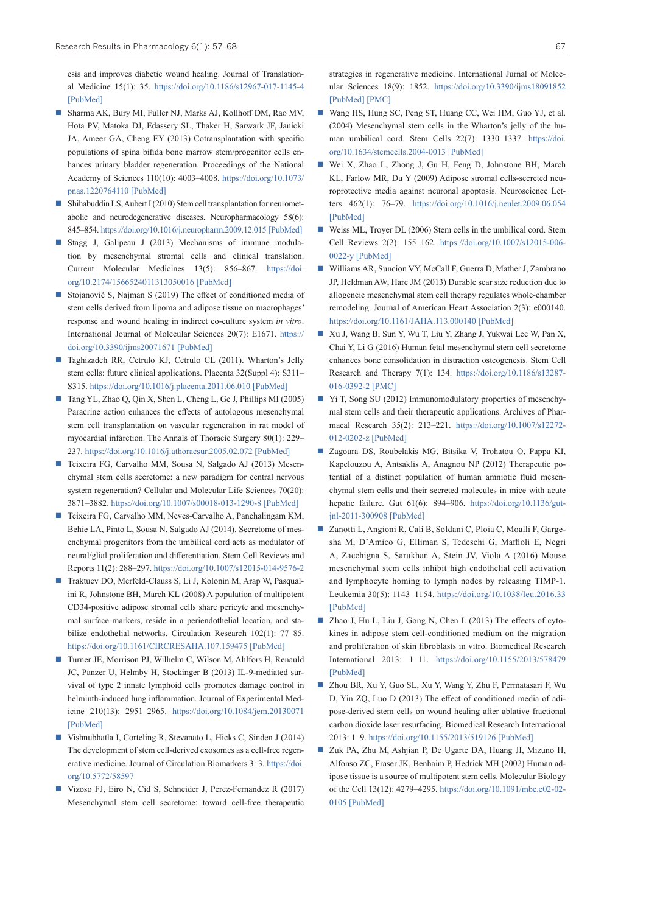esis and improves diabetic wound healing. Journal of Translational Medicine 15(1): 35. https://doi.org/10.1186/s12967-017-1145-4 [PubMed]

- Sharma AK, Bury MI, Fuller NJ, Marks AJ, Kollhoff DM, Rao MV, Hota PV, Matoka DJ, Edassery SL, Thaker H, Sarwark JF, Janicki JA, Ameer GA, Cheng EY (2013) Cotransplantation with specific populations of spina bifida bone marrow stem/progenitor cells enhances urinary bladder regeneration. Proceedings of the National Academy of Sciences 110(10): 4003–4008. https://doi.org/10.1073/pnas.1220764110 [PubMed]
- Shihabuddin LS, Aubert I (2010) Stem cell transplantation for neurometabolic and neurodegenerative diseases. Neuropharmacology 58(6): 845–854. https://doi.org/10.1016/j.neuropharm.2009.12.015 [PubMed]
- Stagg J, Galipeau J (2013) Mechanisms of immune modulation by mesenchymal stromal cells and clinical translation. Current Molecular Medicines 13(5): 856–867. https://doi.org/10.2174/1566524011313050016 [PubMed]
- Stojanović S, Najman S (2019) The effect of conditioned media of stem cells derived from lipoma and adipose tissue on macrophages' response and wound healing in indirect co-culture system *in vitro*. International Journal of Molecular Sciences 20(7): E1671. https://doi.org/10.3390/ijms20071671 [PubMed]
- Taghizadeh RR, Cetrulo KJ, Cetrulo CL (2011). Wharton's Jelly stem cells: future clinical applications. Placenta 32(Suppl 4): S311–S315. https://doi.org/10.1016/j.placenta.2011.06.010 [PubMed]
- Tang YL, Zhao Q, Qin X, Shen L, Cheng L, Ge J, Phillips MI (2005) Paracrine action enhances the effects of autologous mesenchymal stem cell transplantation on vascular regeneration in rat model of myocardial infarction. The Annals of Thoracic Surgery 80(1): 229–237. https://doi.org/10.1016/j.athoracsur.2005.02.072 [PubMed]
- Teixeira FG, Carvalho MM, Sousa N, Salgado AJ (2013) Mesenchymal stem cells secretome: a new paradigm for central nervous system regeneration? Cellular and Molecular Life Sciences 70(20): 3871–3882. https://doi.org/10.1007/s00018-013-1290-8 [PubMed]
- Teixeira FG, Carvalho MM, Neves-Carvalho A, Panchalingam KM, Behie LA, Pinto L, Sousa N, Salgado AJ (2014). Secretome of mesenchymal progenitors from the umbilical cord acts as modulator of neural/glial proliferation and differentiation. Stem Cell Reviews and Reports 11(2): 288–297. https://doi.org/10.1007/s12015-014-9576-2
- Traktuev DO, Merfeld-Clauss S, Li J, Kolonin M, Arap W, Pasqualini R, Johnstone BH, March KL (2008) A population of multipotent CD34-positive adipose stromal cells share pericyte and mesenchymal surface markers, reside in a periendothelial location, and stabilize endothelial networks. Circulation Research 102(1): 77–85. https://doi.org/10.1161/CIRCRESAHA.107.159475 [PubMed]
- Turner JE, Morrison PJ, Wilhelm C, Wilson M, Ahlfors H, Renauld JC, Panzer U, Helmby H, Stockinger B (2013) IL-9-mediated survival of type 2 innate lymphoid cells promotes damage control in helminth-induced lung inflammation. Journal of Experimental Medicine 210(13): 2951–2965. https://doi.org/10.1084/jem.20130071 [PubMed]
- Vishnubhatla I, Corteling R, Stevanato L, Hicks C, Sinden J (2014) The development of stem cell-derived exosomes as a cell-free regenerative medicine. Journal of Circulation Biomarkers 3: 3. https://doi.org/10.5772/58597
- Vizoso FJ, Eiro N, Cid S, Schneider J, Perez-Fernandez R (2017) Mesenchymal stem cell secretome: toward cell-free therapeutic strategies in regenerative medicine. International Jurnal of Molecular Sciences 18(9): 1852. https://doi.org/10.3390/ijms18091852 [PubMed] [PMC]
- Wang HS, Hung SC, Peng ST, Huang CC, Wei HM, Guo YJ, et al. (2004) Mesenchymal stem cells in the Wharton's jelly of the human umbilical cord. Stem Cells 22(7): 1330–1337. https://doi.org/10.1634/stemcells.2004-0013 [PubMed]
- Wei X, Zhao L, Zhong J, Gu H, Feng D, Johnstone BH, March KL, Farlow MR, Du Y (2009) Adipose stromal cells-secreted neuroprotective media against neuronal apoptosis. Neuroscience Letters 462(1): 76–79. https://doi.org/10.1016/j.neulet.2009.06.054 [PubMed]
- Weiss ML, Troyer DL (2006) Stem cells in the umbilical cord. Stem Cell Reviews 2(2): 155–162. https://doi.org/10.1007/s12015-006-0022-y [PubMed]
- Williams AR, Suncion VY, McCall F, Guerra D, Mather J, Zambrano JP, Heldman AW, Hare JM (2013) Durable scar size reduction due to allogeneic mesenchymal stem cell therapy regulates whole-chamber remodeling. Journal of American Heart Association 2(3): e000140. https://doi.org/10.1161/JAHA.113.000140 [PubMed]
- Xu J, Wang B, Sun Y, Wu T, Liu Y, Zhang J, Yukwai Lee W, Pan X, Chai Y, Li G (2016) Human fetal mesenchymal stem cell secretome enhances bone consolidation in distraction osteogenesis. Stem Cell Research and Therapy 7(1): 134. https://doi.org/10.1186/s13287-016-0392-2 [PMC]
- Yi T, Song SU (2012) Immunomodulatory properties of mesenchymal stem cells and their therapeutic applications. Archives of Pharmacal Research 35(2): 213–221. https://doi.org/10.1007/s12272-012-0202-z [PubMed]
- Zagoura DS, Roubelakis MG, Bitsika V, Trohatou O, Pappa KI, Kapelouzou A, Antsaklis A, Anagnou NP (2012) Therapeutic potential of a distinct population of human amniotic fluid mesenchymal stem cells and their secreted molecules in mice with acute hepatic failure. Gut 61(6): 894–906. https://doi.org/10.1136/gutjnl-2011-300908 [PubMed]
- Zanotti L, Angioni R, Calì B, Soldani C, Ploia C, Moalli F, Gargesha M, D'Amico G, Elliman S, Tedeschi G, Maffioli E, Negri A, Zacchigna S, Sarukhan A, Stein JV, Viola A (2016) Mouse mesenchymal stem cells inhibit high endothelial cell activation and lymphocyte homing to lymph nodes by releasing TIMP-1. Leukemia 30(5): 1143–1154. https://doi.org/10.1038/leu.2016.33 [PubMed]
- Zhao J, Hu L, Liu J, Gong N, Chen L (2013) The effects of cytokines in adipose stem cell-conditioned medium on the migration and proliferation of skin fibroblasts in vitro. Biomedical Research International 2013: 1–11. https://doi.org/10.1155/2013/578479 [PubMed]
- Zhou BR, Xu Y, Guo SL, Xu Y, Wang Y, Zhu F, Permatasari F, Wu D, Yin ZQ, Luo D (2013) The effect of conditioned media of adipose-derived stem cells on wound healing after ablative fractional carbon dioxide laser resurfacing. Biomedical Research International 2013: 1–9. https://doi.org/10.1155/2013/519126 [PubMed]
- Zuk PA, Zhu M, Ashjian P, De Ugarte DA, Huang JI, Mizuno H, Alfonso ZC, Fraser JK, Benhaim P, Hedrick MH (2002) Human adipose tissue is a source of multipotent stem cells. Molecular Biology of the Cell 13(12): 4279–4295. https://doi.org/10.1091/mbc.e02-02-0105 [PubMed]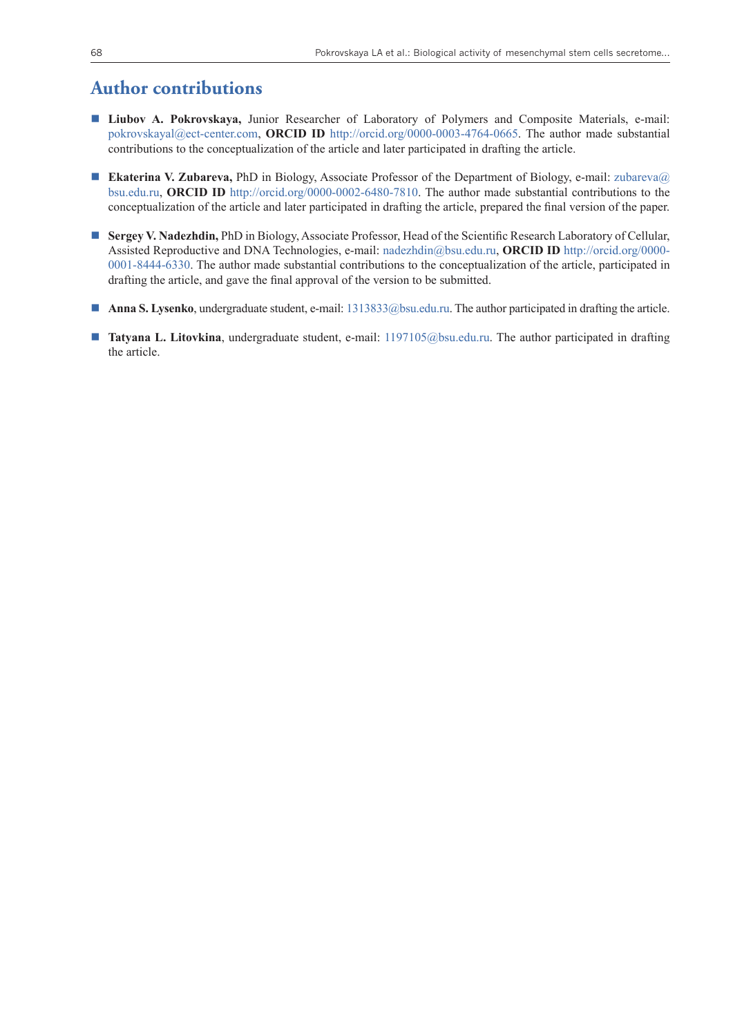## Author contributions

- **Liubov A. Pokrovskaya,** Junior Researcher of Laboratory of Polymers and Composite Materials, e-mail: pokrovskayal@ect-center.com, **ORCID ID** http://orcid.org/0000-0003-4764-0665. The author made substantial contributions to the conceptualization of the article and later participated in drafting the article.

- **Ekaterina V. Zubareva,** PhD in Biology, Associate Professor of the Department of Biology, e-mail: zubareva@bsu.edu.ru, **ORCID ID** http://orcid.org/0000-0002-6480-7810. The author made substantial contributions to the conceptualization of the article and later participated in drafting the article, prepared the final version of the paper.

- **Sergey V. Nadezhdin,** PhD in Biology, Associate Professor, Head of the Scientific Research Laboratory of Cellular, Assisted Reproductive and DNA Technologies, e-mail: nadezhdin@bsu.edu.ru, **ORCID ID** http://orcid.org/0000-0001-8444-6330. The author made substantial contributions to the conceptualization of the article, participated in drafting the article, and gave the final approval of the version to be submitted.

- **Anna S. Lysenko**, undergraduate student, e-mail: 1313833@bsu.edu.ru. The author participated in drafting the article.

- **Tatyana L. Litovkina**, undergraduate student, e-mail: 1197105@bsu.edu.ru. The author participated in drafting the article.